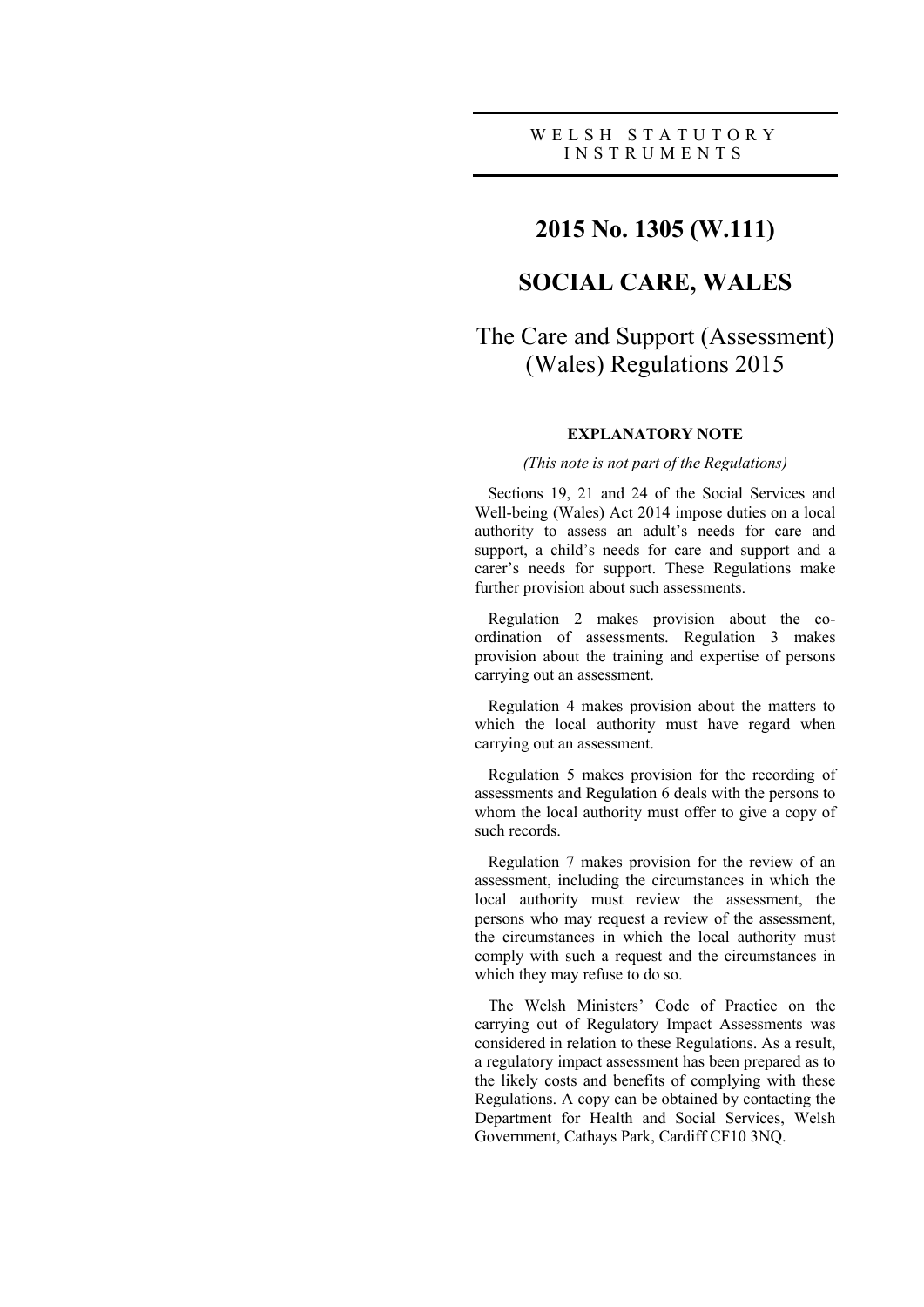WELSH STATUTORY INSTRUMENTS

# 2015 No. 1305 (W.111)

# SOCIAL CARE, WALES

## The Care and Support (Assessment) (Wales) Regulations 2015

### EXPLANATORY NOTE

*(This note is not part of the Regulations)*

Sections 19, 21 and 24 of the Social Services and Well-being (Wales) Act 2014 impose duties on a local authority to assess an adult's needs for care and support, a child's needs for care and support and a carer's needs for support. These Regulations make further provision about such assessments.

Regulation 2 makes provision about the co-ordination of assessments. Regulation 3 makes provision about the training and expertise of persons carrying out an assessment.

Regulation 4 makes provision about the matters to which the local authority must have regard when carrying out an assessment.

Regulation 5 makes provision for the recording of assessments and Regulation 6 deals with the persons to whom the local authority must offer to give a copy of such records.

Regulation 7 makes provision for the review of an assessment, including the circumstances in which the local authority must review the assessment, the persons who may request a review of the assessment, the circumstances in which the local authority must comply with such a request and the circumstances in which they may refuse to do so.

The Welsh Ministers' Code of Practice on the carrying out of Regulatory Impact Assessments was considered in relation to these Regulations. As a result, a regulatory impact assessment has been prepared as to the likely costs and benefits of complying with these Regulations. A copy can be obtained by contacting the Department for Health and Social Services, Welsh Government, Cathays Park, Cardiff CF10 3NQ.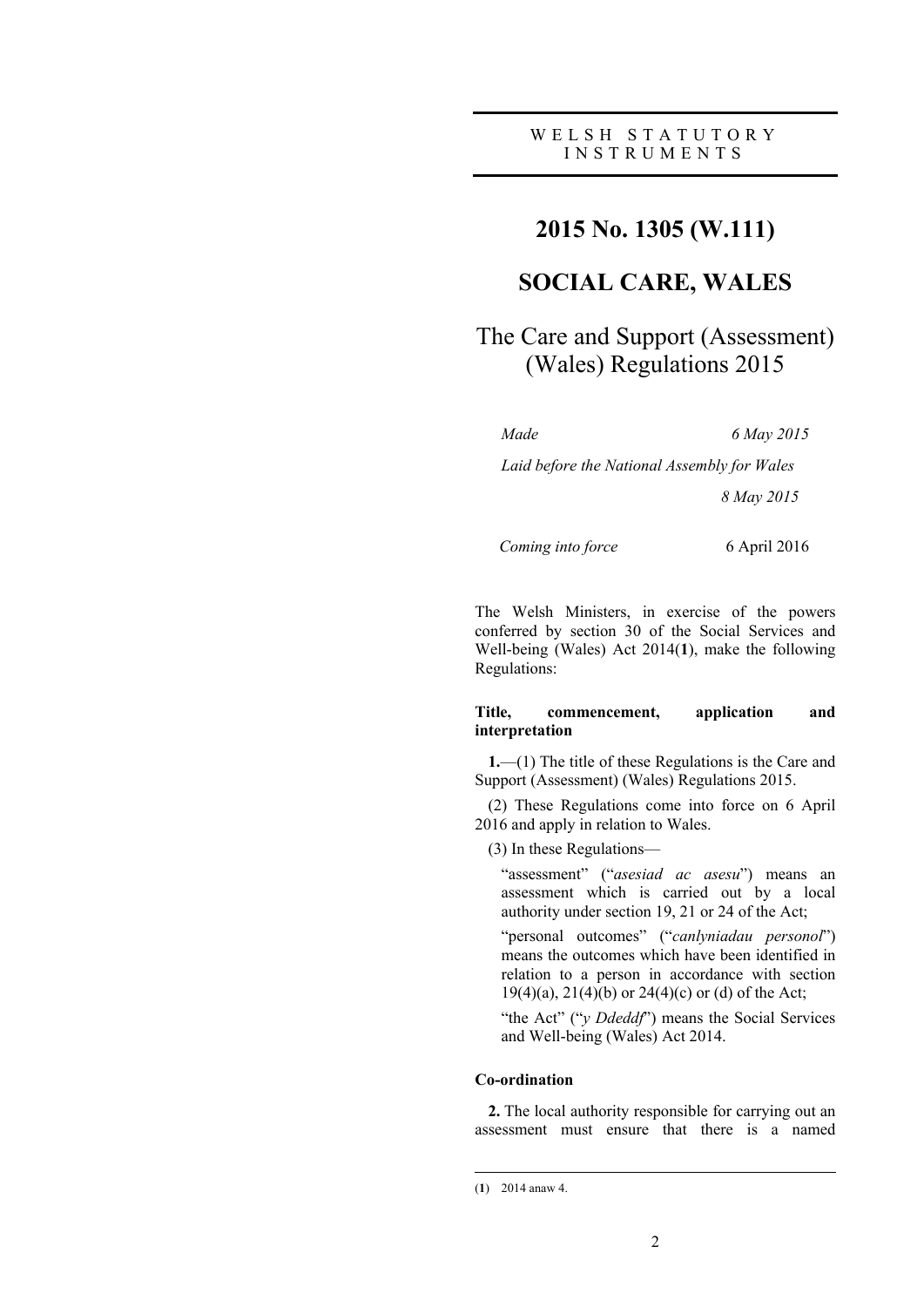WELSH STATUTORY INSTRUMENTS

# 2015 No. 1305 (W.111)

# SOCIAL CARE, WALES

## The Care and Support (Assessment) (Wales) Regulations 2015

*Made* 6 May 2015

*Laid before the National Assembly for Wales* 8 May 2015

*Coming into force* 6 April 2016

The Welsh Ministers, in exercise of the powers conferred by section 30 of the Social Services and Well-being (Wales) Act 2014(**1**), make the following Regulations:

### Title, commencement, application and interpretation

**1.**—(1) The title of these Regulations is the Care and Support (Assessment) (Wales) Regulations 2015.

(2) These Regulations come into force on 6 April 2016 and apply in relation to Wales.

(3) In these Regulations—

"assessment" ("*asesiad ac asesu*") means an assessment which is carried out by a local authority under section 19, 21 or 24 of the Act;

"personal outcomes" ("*canlyniadau personol*") means the outcomes which have been identified in relation to a person in accordance with section 19(4)(a), 21(4)(b) or 24(4)(c) or (d) of the Act;

"the Act" ("*y Ddeddf*") means the Social Services and Well-being (Wales) Act 2014.

### Co-ordination

**2.** The local authority responsible for carrying out an assessment must ensure that there is a named

---

(**1**) 2014 anaw 4.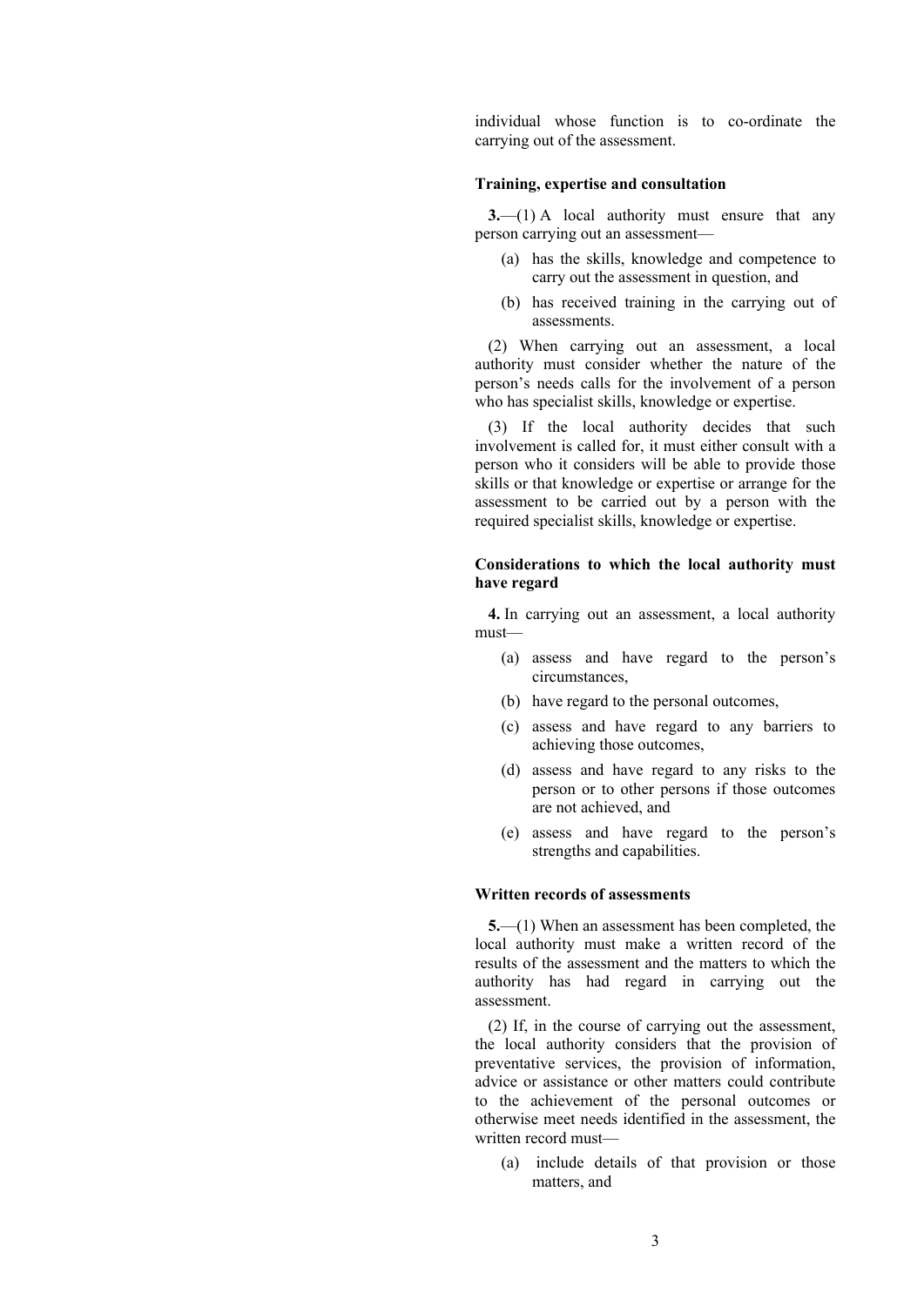individual whose function is to co-ordinate the carrying out of the assessment.

### Training, expertise and consultation

**3.**—(1) A local authority must ensure that any person carrying out an assessment—

(a) has the skills, knowledge and competence to carry out the assessment in question, and

(b) has received training in the carrying out of assessments.

(2) When carrying out an assessment, a local authority must consider whether the nature of the person's needs calls for the involvement of a person who has specialist skills, knowledge or expertise.

(3) If the local authority decides that such involvement is called for, it must either consult with a person who it considers will be able to provide those skills or that knowledge or expertise or arrange for the assessment to be carried out by a person with the required specialist skills, knowledge or expertise.

### Considerations to which the local authority must have regard

**4.** In carrying out an assessment, a local authority must—

(a) assess and have regard to the person's circumstances,

(b) have regard to the personal outcomes,

(c) assess and have regard to any barriers to achieving those outcomes,

(d) assess and have regard to any risks to the person or to other persons if those outcomes are not achieved, and

(e) assess and have regard to the person's strengths and capabilities.

### Written records of assessments

**5.**—(1) When an assessment has been completed, the local authority must make a written record of the results of the assessment and the matters to which the authority has had regard in carrying out the assessment.

(2) If, in the course of carrying out the assessment, the local authority considers that the provision of preventative services, the provision of information, advice or assistance or other matters could contribute to the achievement of the personal outcomes or otherwise meet needs identified in the assessment, the written record must—

(a) include details of that provision or those matters, and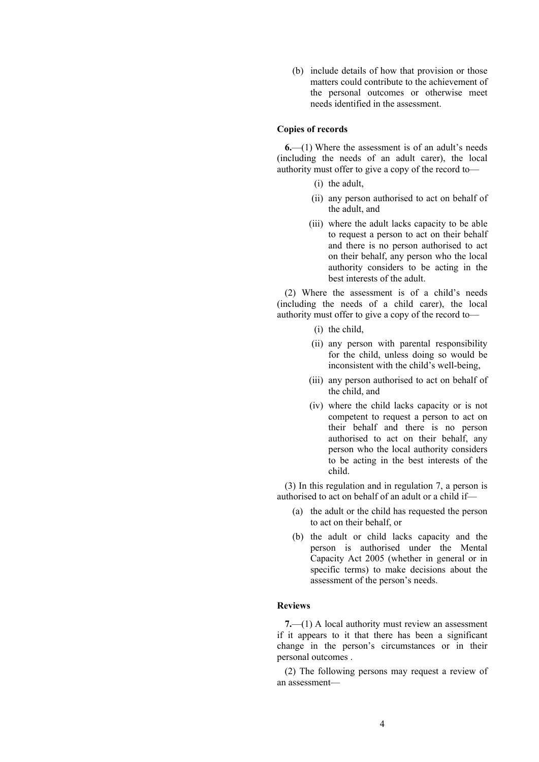(b) include details of how that provision or those matters could contribute to the achievement of the personal outcomes or otherwise meet needs identified in the assessment.

**Copies of records**

**6.**—(1) Where the assessment is of an adult's needs (including the needs of an adult carer), the local authority must offer to give a copy of the record to—

(i) the adult,

(ii) any person authorised to act on behalf of the adult, and

(iii) where the adult lacks capacity to be able to request a person to act on their behalf and there is no person authorised to act on their behalf, any person who the local authority considers to be acting in the best interests of the adult.

(2) Where the assessment is of a child's needs (including the needs of a child carer), the local authority must offer to give a copy of the record to—

(i) the child,

(ii) any person with parental responsibility for the child, unless doing so would be inconsistent with the child's well-being,

(iii) any person authorised to act on behalf of the child, and

(iv) where the child lacks capacity or is not competent to request a person to act on their behalf and there is no person authorised to act on their behalf, any person who the local authority considers to be acting in the best interests of the child.

(3) In this regulation and in regulation 7, a person is authorised to act on behalf of an adult or a child if—

(a) the adult or the child has requested the person to act on their behalf, or

(b) the adult or child lacks capacity and the person is authorised under the Mental Capacity Act 2005 (whether in general or in specific terms) to make decisions about the assessment of the person's needs.

**Reviews**

**7.**—(1) A local authority must review an assessment if it appears to it that there has been a significant change in the person's circumstances or in their personal outcomes .

(2) The following persons may request a review of an assessment—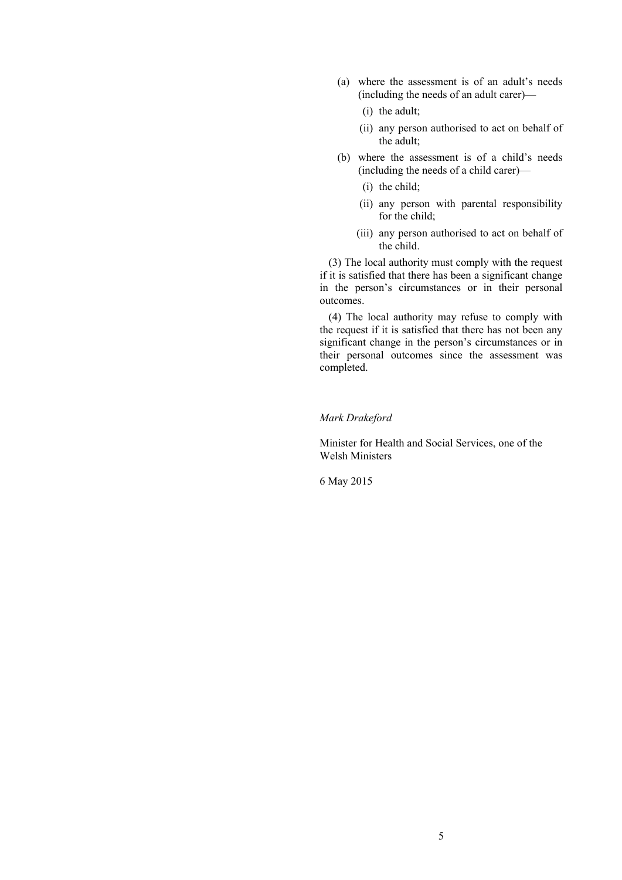(a) where the assessment is of an adult's needs (including the needs of an adult carer)—

(i) the adult;

(ii) any person authorised to act on behalf of the adult;

(b) where the assessment is of a child's needs (including the needs of a child carer)—

(i) the child;

(ii) any person with parental responsibility for the child;

(iii) any person authorised to act on behalf of the child.

(3) The local authority must comply with the request if it is satisfied that there has been a significant change in the person's circumstances or in their personal outcomes.

(4) The local authority may refuse to comply with the request if it is satisfied that there has not been any significant change in the person's circumstances or in their personal outcomes since the assessment was completed.

*Mark Drakeford*

Minister for Health and Social Services, one of the Welsh Ministers

6 May 2015